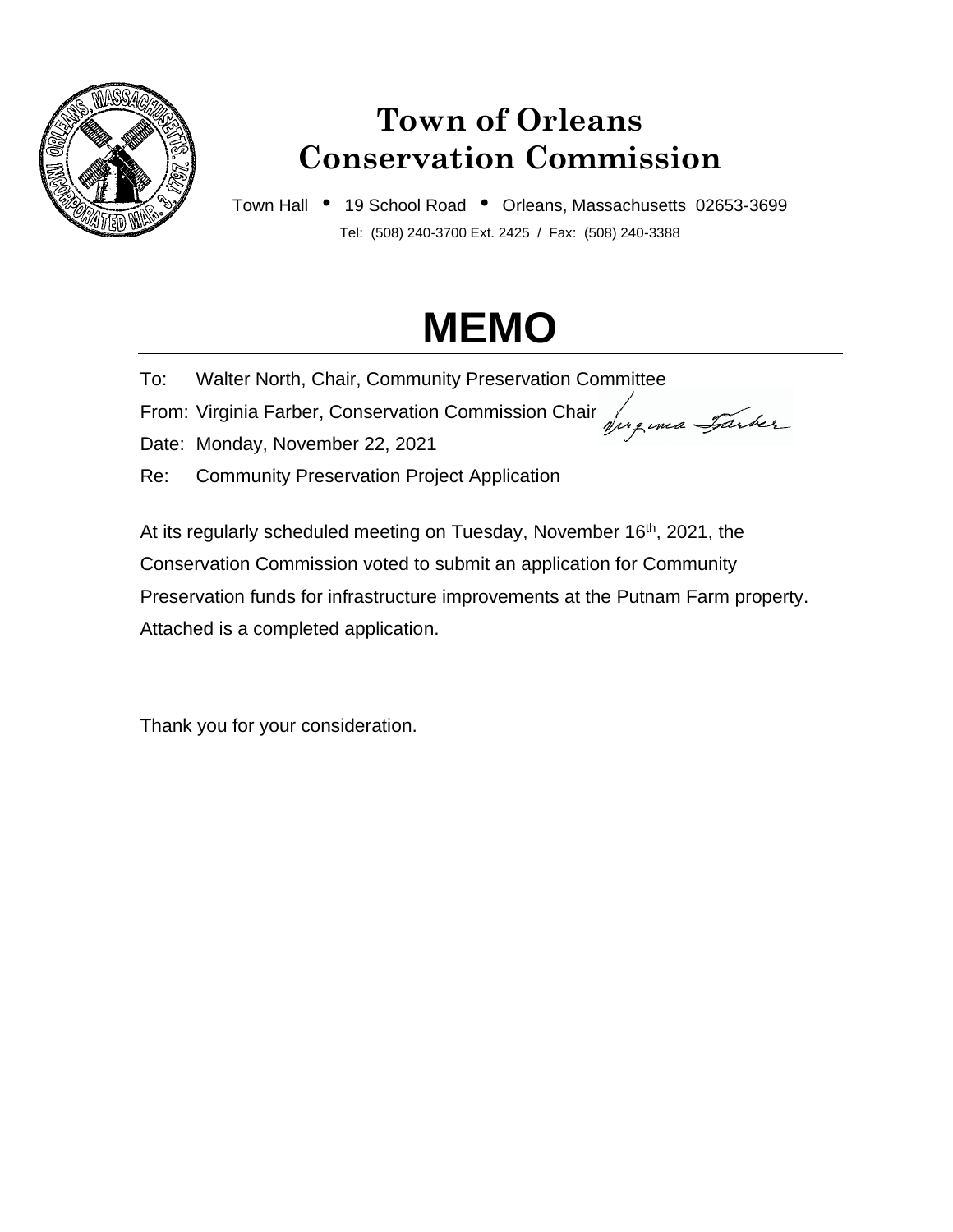# Town of Orleans
# Conservation Commission

Town Hall • 19 School Road • Orleans, Massachusetts 02653-3699

Tel: (508) 240-3700 Ext. 2425 / Fax: (508) 240-3388

# MEMO

---

To: Walter North, Chair, Community Preservation Committee

From: Virginia Farber, Conservation Commission Chair *Virginia Farber*

Date: Monday, November 22, 2021

Re: Community Preservation Project Application

---

At its regularly scheduled meeting on Tuesday, November 16th, 2021, the Conservation Commission voted to submit an application for Community Preservation funds for infrastructure improvements at the Putnam Farm property. Attached is a completed application.

Thank you for your consideration.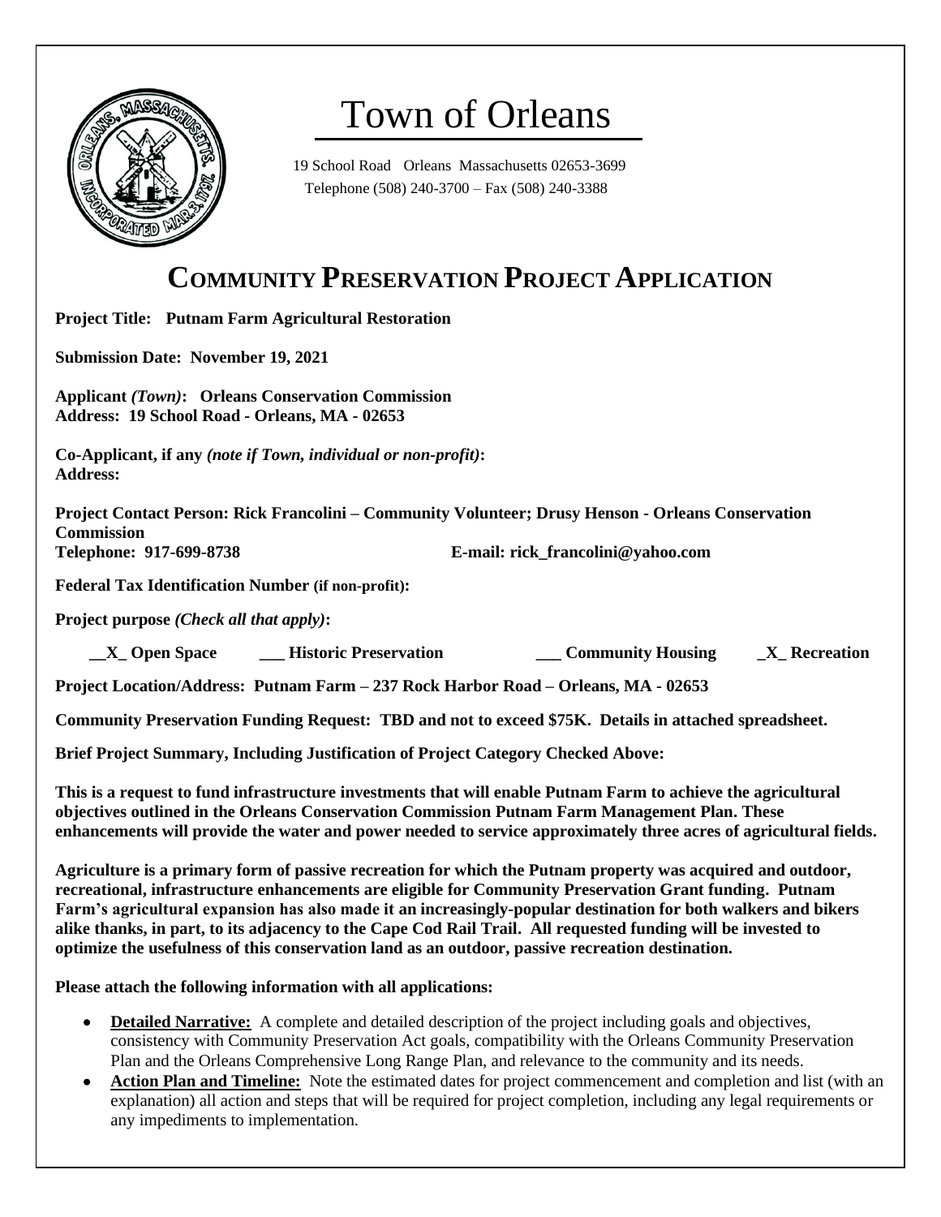# Town of Orleans

19 School Road Orleans Massachusetts 02653-3699
Telephone (508) 240-3700 – Fax (508) 240-3388

## COMMUNITY PRESERVATION PROJECT APPLICATION

**Project Title: Putnam Farm Agricultural Restoration**

**Submission Date: November 19, 2021**

**Applicant *(Town)*: Orleans Conservation Commission**
**Address: 19 School Road - Orleans, MA - 02653**

**Co-Applicant, if any *(note if Town, individual or non-profit)*:**
**Address:**

**Project Contact Person: Rick Francolini – Community Volunteer; Drusy Henson - Orleans Conservation Commission**
**Telephone: 917-699-8738 E-mail: rick_francolini@yahoo.com**

**Federal Tax Identification Number (if non-profit):**

**Project purpose *(Check all that apply)*:**

**__X_ Open Space ___ Historic Preservation ___ Community Housing _X_ Recreation**

**Project Location/Address: Putnam Farm – 237 Rock Harbor Road – Orleans, MA - 02653**

**Community Preservation Funding Request: TBD and not to exceed $75K. Details in attached spreadsheet.**

**Brief Project Summary, Including Justification of Project Category Checked Above:**

**This is a request to fund infrastructure investments that will enable Putnam Farm to achieve the agricultural objectives outlined in the Orleans Conservation Commission Putnam Farm Management Plan. These enhancements will provide the water and power needed to service approximately three acres of agricultural fields.**

**Agriculture is a primary form of passive recreation for which the Putnam property was acquired and outdoor, recreational, infrastructure enhancements are eligible for Community Preservation Grant funding. Putnam Farm's agricultural expansion has also made it an increasingly-popular destination for both walkers and bikers alike thanks, in part, to its adjacency to the Cape Cod Rail Trail. All requested funding will be invested to optimize the usefulness of this conservation land as an outdoor, passive recreation destination.**

**Please attach the following information with all applications:**

- **Detailed Narrative:** A complete and detailed description of the project including goals and objectives, consistency with Community Preservation Act goals, compatibility with the Orleans Community Preservation Plan and the Orleans Comprehensive Long Range Plan, and relevance to the community and its needs.
- **Action Plan and Timeline:** Note the estimated dates for project commencement and completion and list (with an explanation) all action and steps that will be required for project completion, including any legal requirements or any impediments to implementation.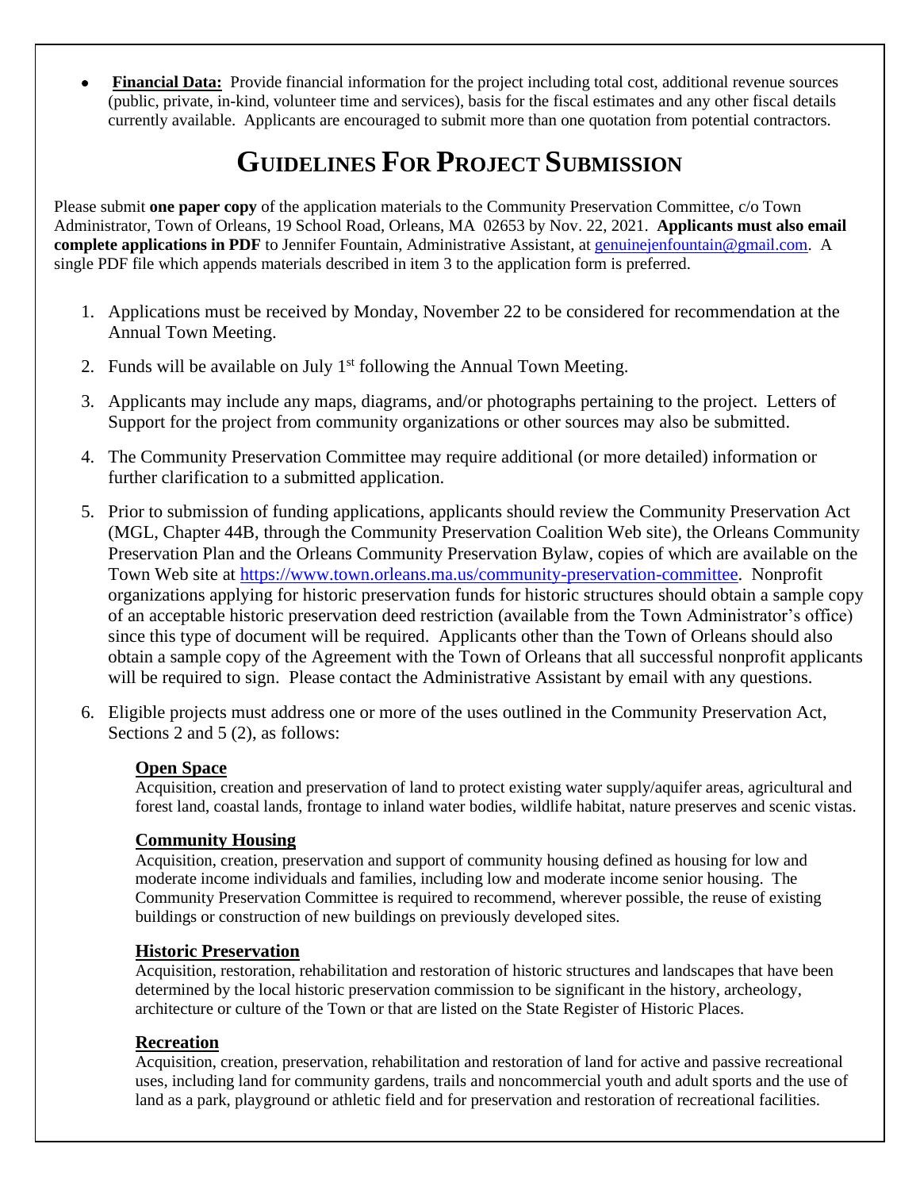- **Financial Data:** Provide financial information for the project including total cost, additional revenue sources (public, private, in-kind, volunteer time and services), basis for the fiscal estimates and any other fiscal details currently available. Applicants are encouraged to submit more than one quotation from potential contractors.

# GUIDELINES FOR PROJECT SUBMISSION

Please submit **one paper copy** of the application materials to the Community Preservation Committee, c/o Town Administrator, Town of Orleans, 19 School Road, Orleans, MA 02653 by Nov. 22, 2021. **Applicants must also email complete applications in PDF** to Jennifer Fountain, Administrative Assistant, at genuinejenfountain@gmail.com. A single PDF file which appends materials described in item 3 to the application form is preferred.

1. Applications must be received by Monday, November 22 to be considered for recommendation at the Annual Town Meeting.
2. Funds will be available on July 1st following the Annual Town Meeting.
3. Applicants may include any maps, diagrams, and/or photographs pertaining to the project. Letters of Support for the project from community organizations or other sources may also be submitted.
4. The Community Preservation Committee may require additional (or more detailed) information or further clarification to a submitted application.
5. Prior to submission of funding applications, applicants should review the Community Preservation Act (MGL, Chapter 44B, through the Community Preservation Coalition Web site), the Orleans Community Preservation Plan and the Orleans Community Preservation Bylaw, copies of which are available on the Town Web site at https://www.town.orleans.ma.us/community-preservation-committee. Nonprofit organizations applying for historic preservation funds for historic structures should obtain a sample copy of an acceptable historic preservation deed restriction (available from the Town Administrator's office) since this type of document will be required. Applicants other than the Town of Orleans should also obtain a sample copy of the Agreement with the Town of Orleans that all successful nonprofit applicants will be required to sign. Please contact the Administrative Assistant by email with any questions.
6. Eligible projects must address one or more of the uses outlined in the Community Preservation Act, Sections 2 and 5 (2), as follows:

   **Open Space**
   Acquisition, creation and preservation of land to protect existing water supply/aquifer areas, agricultural and forest land, coastal lands, frontage to inland water bodies, wildlife habitat, nature preserves and scenic vistas.

   **Community Housing**
   Acquisition, creation, preservation and support of community housing defined as housing for low and moderate income individuals and families, including low and moderate income senior housing. The Community Preservation Committee is required to recommend, wherever possible, the reuse of existing buildings or construction of new buildings on previously developed sites.

   **Historic Preservation**
   Acquisition, restoration, rehabilitation and restoration of historic structures and landscapes that have been determined by the local historic preservation commission to be significant in the history, archeology, architecture or culture of the Town or that are listed on the State Register of Historic Places.

   **Recreation**
   Acquisition, creation, preservation, rehabilitation and restoration of land for active and passive recreational uses, including land for community gardens, trails and noncommercial youth and adult sports and the use of land as a park, playground or athletic field and for preservation and restoration of recreational facilities.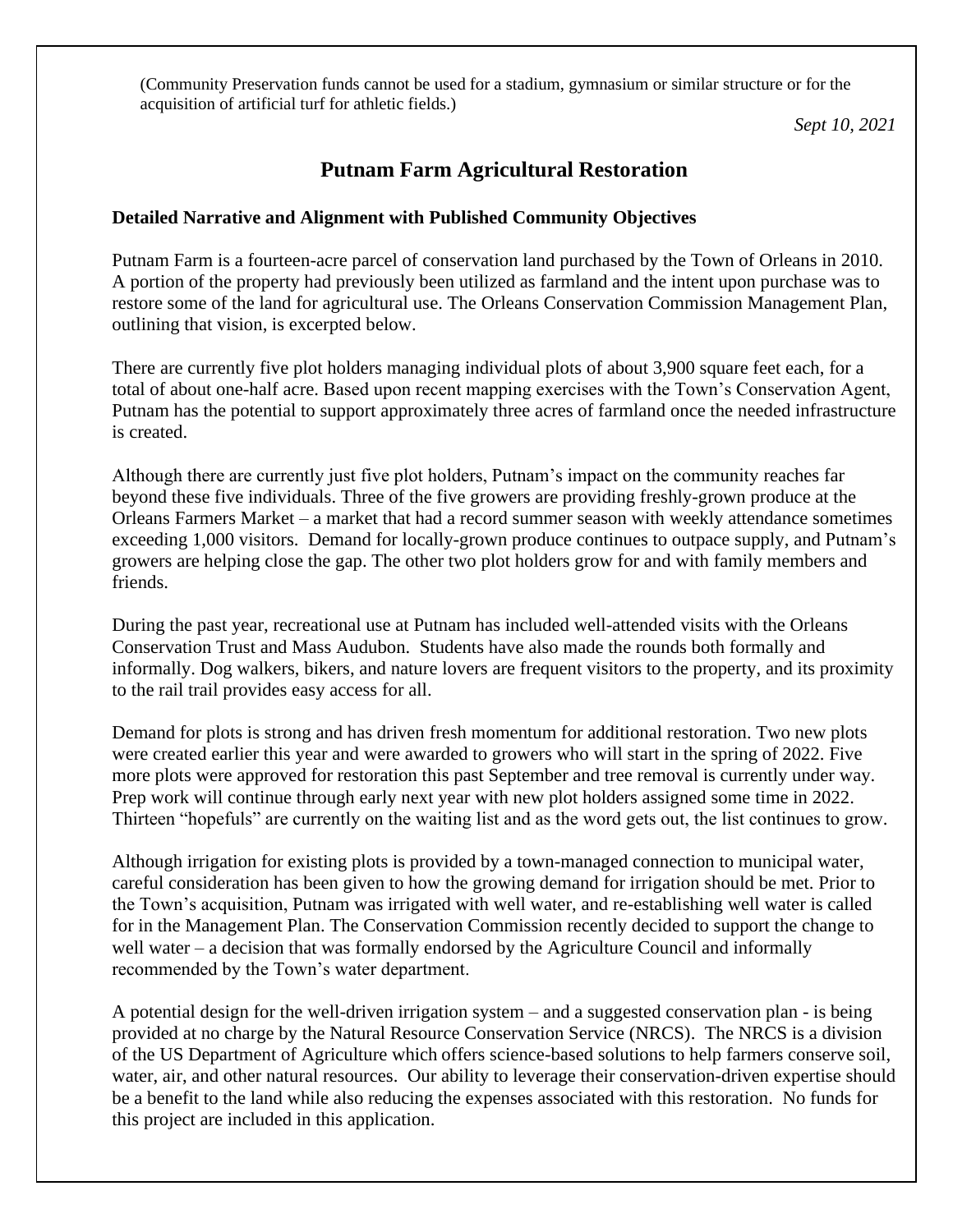(Community Preservation funds cannot be used for a stadium, gymnasium or similar structure or for the acquisition of artificial turf for athletic fields.)

*Sept 10, 2021*

# Putnam Farm Agricultural Restoration

**Detailed Narrative and Alignment with Published Community Objectives**

Putnam Farm is a fourteen-acre parcel of conservation land purchased by the Town of Orleans in 2010. A portion of the property had previously been utilized as farmland and the intent upon purchase was to restore some of the land for agricultural use. The Orleans Conservation Commission Management Plan, outlining that vision, is excerpted below.

There are currently five plot holders managing individual plots of about 3,900 square feet each, for a total of about one-half acre. Based upon recent mapping exercises with the Town's Conservation Agent, Putnam has the potential to support approximately three acres of farmland once the needed infrastructure is created.

Although there are currently just five plot holders, Putnam's impact on the community reaches far beyond these five individuals. Three of the five growers are providing freshly-grown produce at the Orleans Farmers Market – a market that had a record summer season with weekly attendance sometimes exceeding 1,000 visitors. Demand for locally-grown produce continues to outpace supply, and Putnam's growers are helping close the gap. The other two plot holders grow for and with family members and friends.

During the past year, recreational use at Putnam has included well-attended visits with the Orleans Conservation Trust and Mass Audubon. Students have also made the rounds both formally and informally. Dog walkers, bikers, and nature lovers are frequent visitors to the property, and its proximity to the rail trail provides easy access for all.

Demand for plots is strong and has driven fresh momentum for additional restoration. Two new plots were created earlier this year and were awarded to growers who will start in the spring of 2022. Five more plots were approved for restoration this past September and tree removal is currently under way. Prep work will continue through early next year with new plot holders assigned some time in 2022. Thirteen "hopefuls" are currently on the waiting list and as the word gets out, the list continues to grow.

Although irrigation for existing plots is provided by a town-managed connection to municipal water, careful consideration has been given to how the growing demand for irrigation should be met. Prior to the Town's acquisition, Putnam was irrigated with well water, and re-establishing well water is called for in the Management Plan. The Conservation Commission recently decided to support the change to well water – a decision that was formally endorsed by the Agriculture Council and informally recommended by the Town's water department.

A potential design for the well-driven irrigation system – and a suggested conservation plan - is being provided at no charge by the Natural Resource Conservation Service (NRCS). The NRCS is a division of the US Department of Agriculture which offers science-based solutions to help farmers conserve soil, water, air, and other natural resources. Our ability to leverage their conservation-driven expertise should be a benefit to the land while also reducing the expenses associated with this restoration. No funds for this project are included in this application.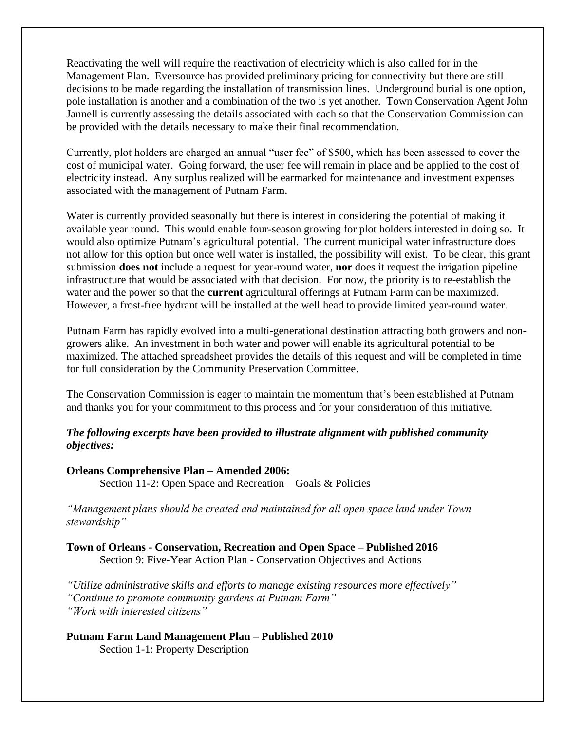Reactivating the well will require the reactivation of electricity which is also called for in the Management Plan. Eversource has provided preliminary pricing for connectivity but there are still decisions to be made regarding the installation of transmission lines. Underground burial is one option, pole installation is another and a combination of the two is yet another. Town Conservation Agent John Jannell is currently assessing the details associated with each so that the Conservation Commission can be provided with the details necessary to make their final recommendation.

Currently, plot holders are charged an annual "user fee" of $500, which has been assessed to cover the cost of municipal water. Going forward, the user fee will remain in place and be applied to the cost of electricity instead. Any surplus realized will be earmarked for maintenance and investment expenses associated with the management of Putnam Farm.

Water is currently provided seasonally but there is interest in considering the potential of making it available year round. This would enable four-season growing for plot holders interested in doing so. It would also optimize Putnam's agricultural potential. The current municipal water infrastructure does not allow for this option but once well water is installed, the possibility will exist. To be clear, this grant submission **does not** include a request for year-round water, **nor** does it request the irrigation pipeline infrastructure that would be associated with that decision. For now, the priority is to re-establish the water and the power so that the **current** agricultural offerings at Putnam Farm can be maximized. However, a frost-free hydrant will be installed at the well head to provide limited year-round water.

Putnam Farm has rapidly evolved into a multi-generational destination attracting both growers and non-growers alike. An investment in both water and power will enable its agricultural potential to be maximized. The attached spreadsheet provides the details of this request and will be completed in time for full consideration by the Community Preservation Committee.

The Conservation Commission is eager to maintain the momentum that's been established at Putnam and thanks you for your commitment to this process and for your consideration of this initiative.

***The following excerpts have been provided to illustrate alignment with published community objectives:***

**Orleans Comprehensive Plan – Amended 2006:**
Section 11-2: Open Space and Recreation – Goals & Policies

*"Management plans should be created and maintained for all open space land under Town stewardship"*

**Town of Orleans - Conservation, Recreation and Open Space – Published 2016**
Section 9: Five-Year Action Plan - Conservation Objectives and Actions

*"Utilize administrative skills and efforts to manage existing resources more effectively"*
*"Continue to promote community gardens at Putnam Farm"*
*"Work with interested citizens"*

**Putnam Farm Land Management Plan – Published 2010**
Section 1-1: Property Description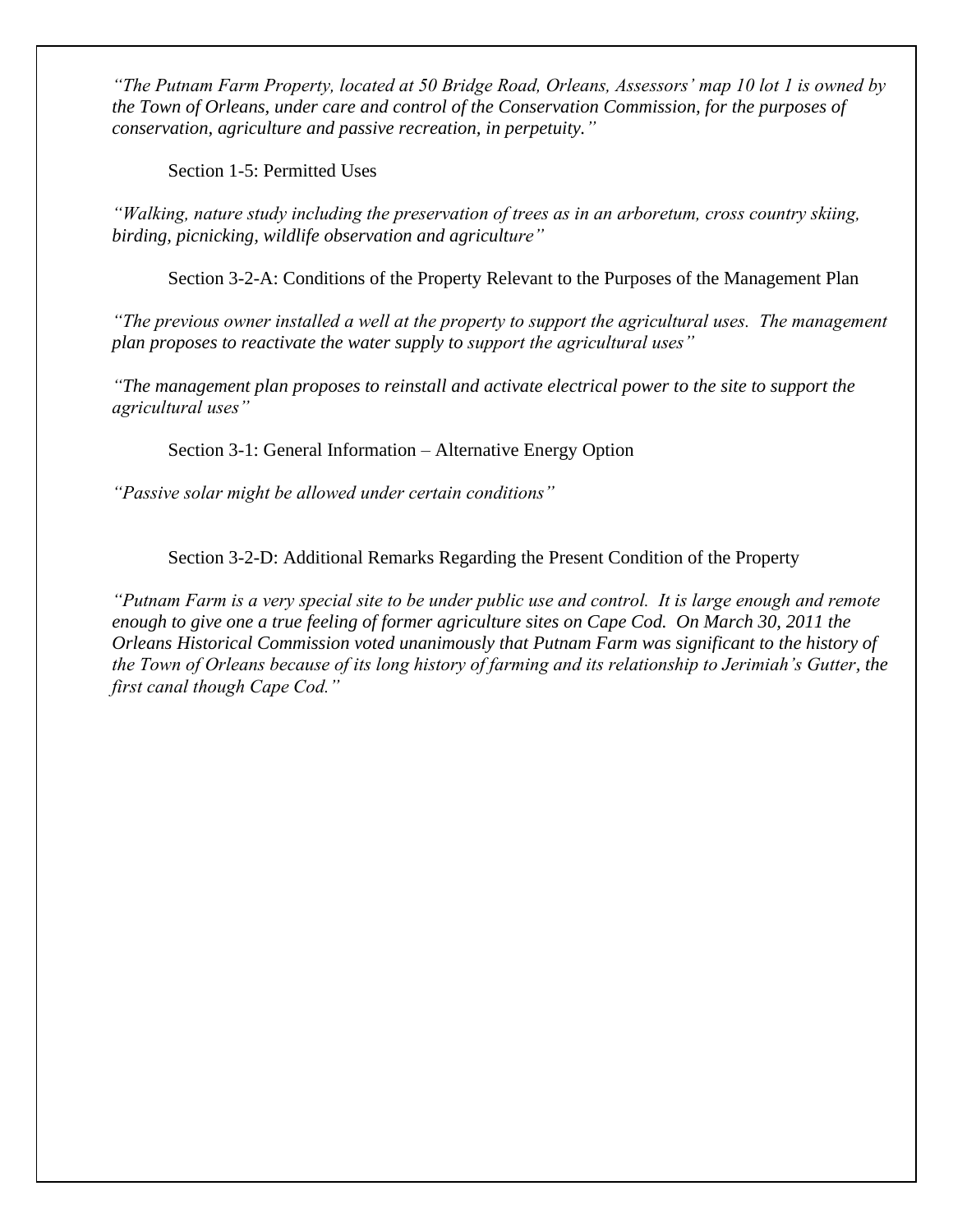*"The Putnam Farm Property, located at 50 Bridge Road, Orleans, Assessors' map 10 lot 1 is owned by the Town of Orleans, under care and control of the Conservation Commission, for the purposes of conservation, agriculture and passive recreation, in perpetuity."*

Section 1-5: Permitted Uses

*"Walking, nature study including the preservation of trees as in an arboretum, cross country skiing, birding, picnicking, wildlife observation and agriculture"*

Section 3-2-A: Conditions of the Property Relevant to the Purposes of the Management Plan

*"The previous owner installed a well at the property to support the agricultural uses. The management plan proposes to reactivate the water supply to support the agricultural uses"*

*"The management plan proposes to reinstall and activate electrical power to the site to support the agricultural uses"*

Section 3-1: General Information – Alternative Energy Option

*"Passive solar might be allowed under certain conditions"*

Section 3-2-D: Additional Remarks Regarding the Present Condition of the Property

*"Putnam Farm is a very special site to be under public use and control. It is large enough and remote enough to give one a true feeling of former agriculture sites on Cape Cod. On March 30, 2011 the Orleans Historical Commission voted unanimously that Putnam Farm was significant to the history of the Town of Orleans because of its long history of farming and its relationship to Jerimiah's Gutter, the first canal though Cape Cod."*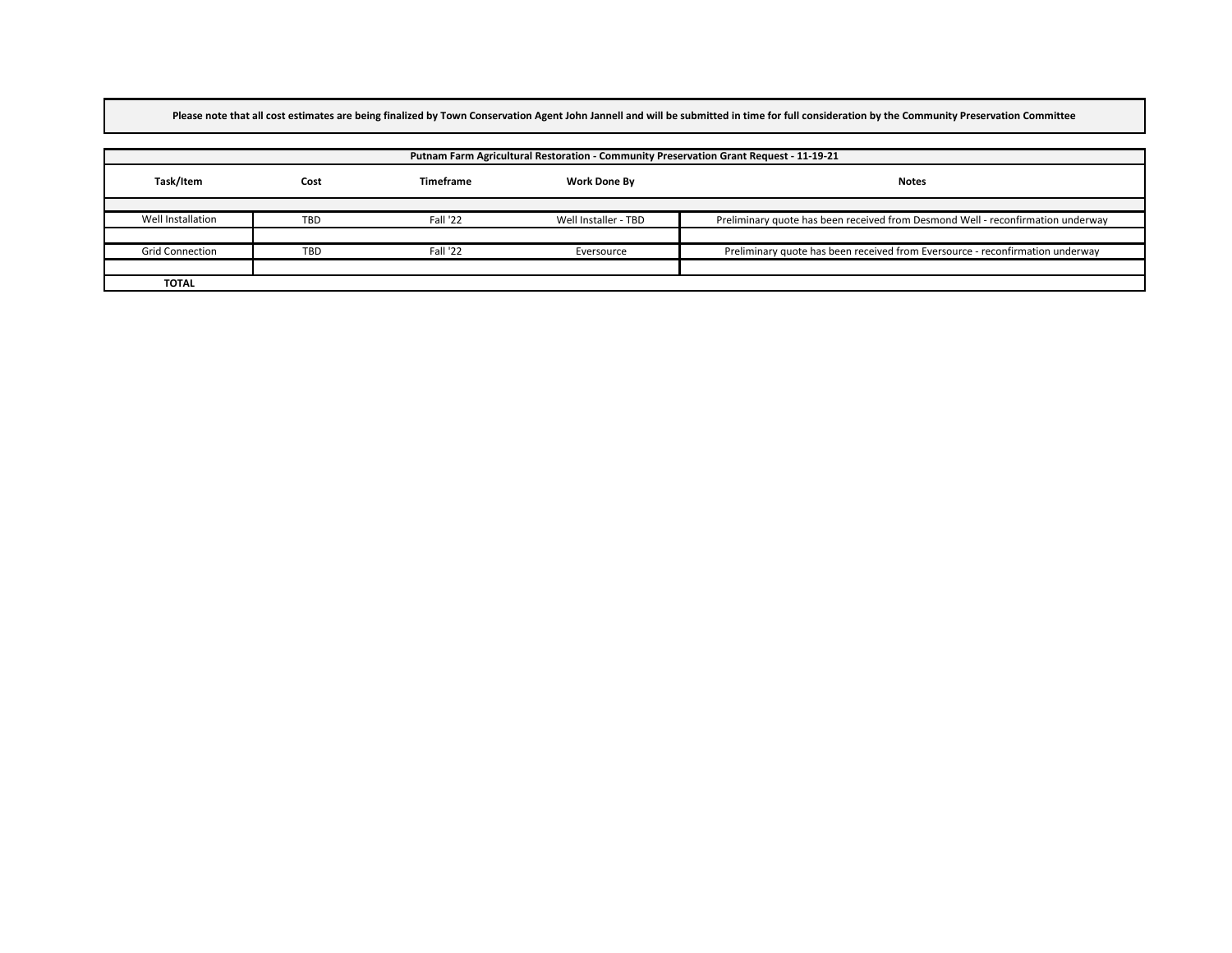**Please note that all cost estimates are being finalized by Town Conservation Agent John Jannell and will be submitted in time for full consideration by the Community Preservation Committee**

**Putnam Farm Agricultural Restoration - Community Preservation Grant Request - 11-19-21**

| Task/Item | Cost | Timeframe | Work Done By | Notes |
|---|---|---|---|---|
| | | | | |
| Well Installation | TBD | Fall '22 | Well Installer - TBD | Preliminary quote has been received from Desmond Well - reconfirmation underway |
| | | | | |
| Grid Connection | TBD | Fall '22 | Eversource | Preliminary quote has been received from Eversource - reconfirmation underway |
| | | | | |
| **TOTAL** | | | | |